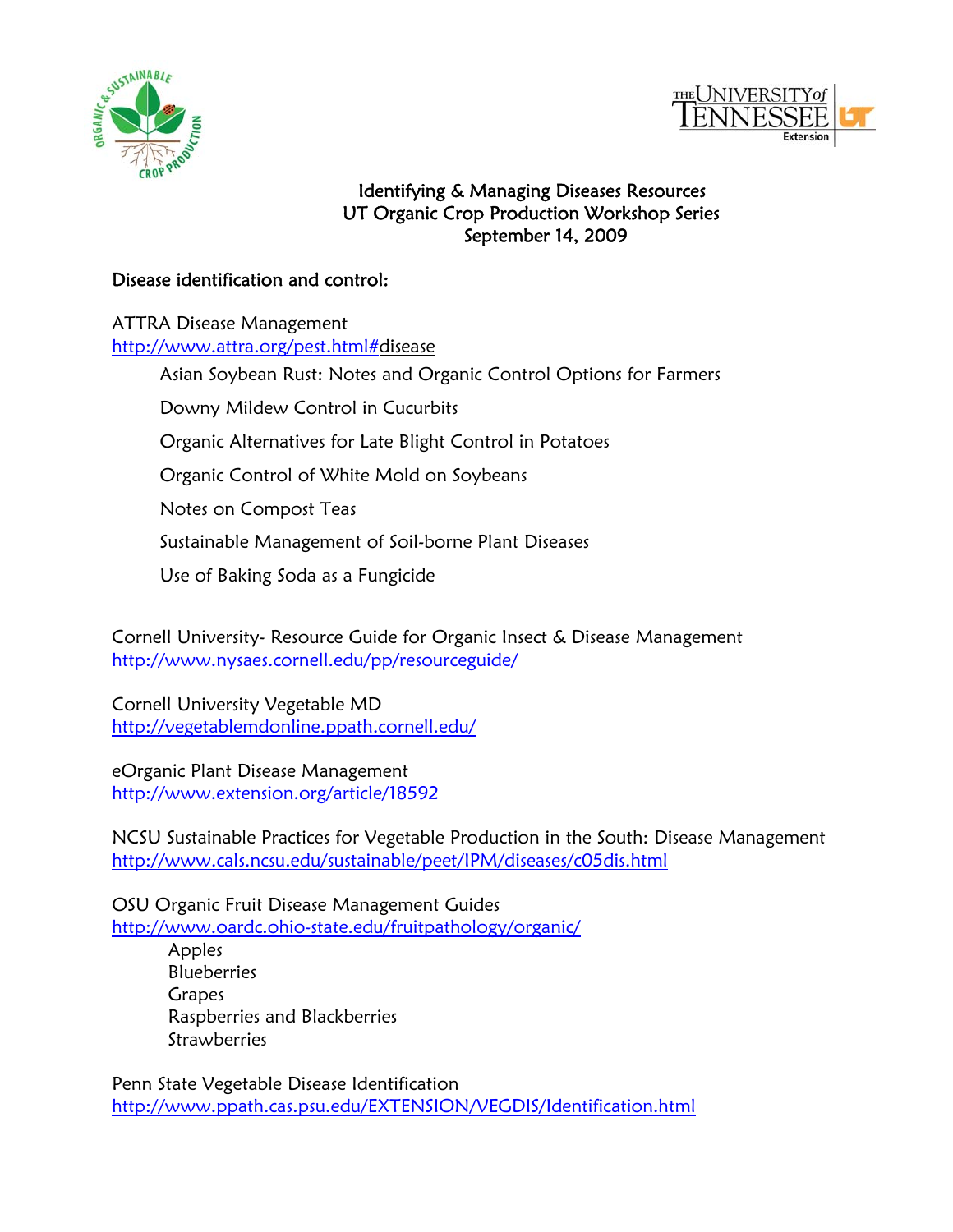# Identifying & Managing Diseases Resources
## UT Organic Crop Production Workshop Series
### September 14, 2009

**Disease identification and control:**

ATTRA Disease Management
http://www.attra.org/pest.html#disease

- Asian Soybean Rust: Notes and Organic Control Options for Farmers
- Downy Mildew Control in Cucurbits
- Organic Alternatives for Late Blight Control in Potatoes
- Organic Control of White Mold on Soybeans
- Notes on Compost Teas
- Sustainable Management of Soil-borne Plant Diseases
- Use of Baking Soda as a Fungicide

Cornell University- Resource Guide for Organic Insect & Disease Management
http://www.nysaes.cornell.edu/pp/resourceguide/

Cornell University Vegetable MD
http://vegetablemdonline.ppath.cornell.edu/

eOrganic Plant Disease Management
http://www.extension.org/article/18592

NCSU Sustainable Practices for Vegetable Production in the South: Disease Management
http://www.cals.ncsu.edu/sustainable/peet/IPM/diseases/c05dis.html

OSU Organic Fruit Disease Management Guides
http://www.oardc.ohio-state.edu/fruitpathology/organic/

- Apples
- Blueberries
- Grapes
- Raspberries and Blackberries
- Strawberries

Penn State Vegetable Disease Identification
http://www.ppath.cas.psu.edu/EXTENSION/VEGDIS/Identification.html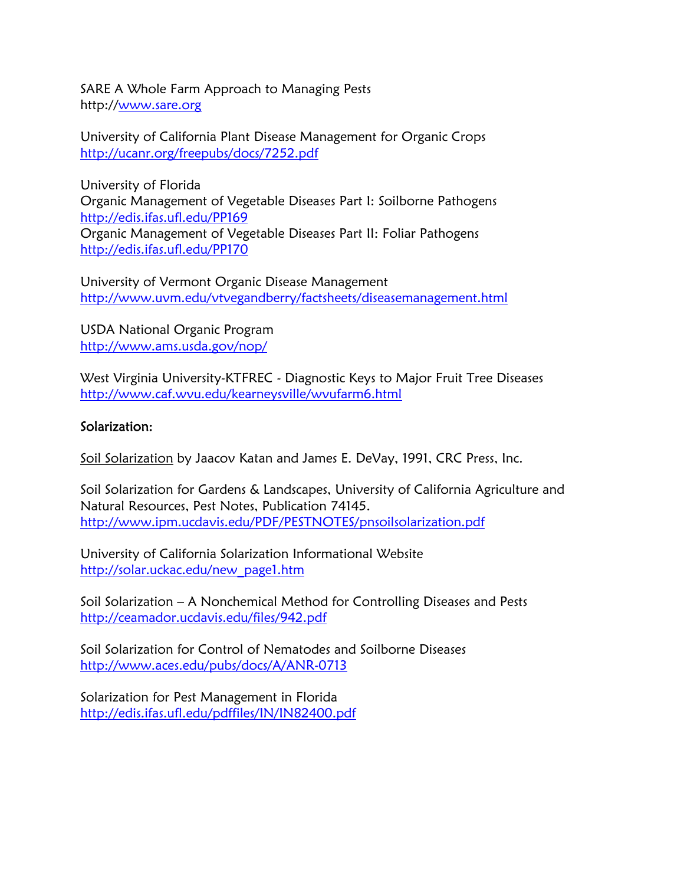SARE A Whole Farm Approach to Managing Pests
http://www.sare.org

University of California Plant Disease Management for Organic Crops
http://ucanr.org/freepubs/docs/7252.pdf

University of Florida
Organic Management of Vegetable Diseases Part I: Soilborne Pathogens
http://edis.ifas.ufl.edu/PP169
Organic Management of Vegetable Diseases Part II: Foliar Pathogens
http://edis.ifas.ufl.edu/PP170

University of Vermont Organic Disease Management
http://www.uvm.edu/vtvegandberry/factsheets/diseasemanagement.html

USDA National Organic Program
http://www.ams.usda.gov/nop/

West Virginia University-KTFREC - Diagnostic Keys to Major Fruit Tree Diseases
http://www.caf.wvu.edu/kearneysville/wvufarm6.html

**Solarization:**

Soil Solarization by Jaacov Katan and James E. DeVay, 1991, CRC Press, Inc.

Soil Solarization for Gardens & Landscapes, University of California Agriculture and Natural Resources, Pest Notes, Publication 74145.
http://www.ipm.ucdavis.edu/PDF/PESTNOTES/pnsoilsolarization.pdf

University of California Solarization Informational Website
http://solar.uckac.edu/new_page1.htm

Soil Solarization – A Nonchemical Method for Controlling Diseases and Pests
http://ceamador.ucdavis.edu/files/942.pdf

Soil Solarization for Control of Nematodes and Soilborne Diseases
http://www.aces.edu/pubs/docs/A/ANR-0713

Solarization for Pest Management in Florida
http://edis.ifas.ufl.edu/pdffiles/IN/IN82400.pdf